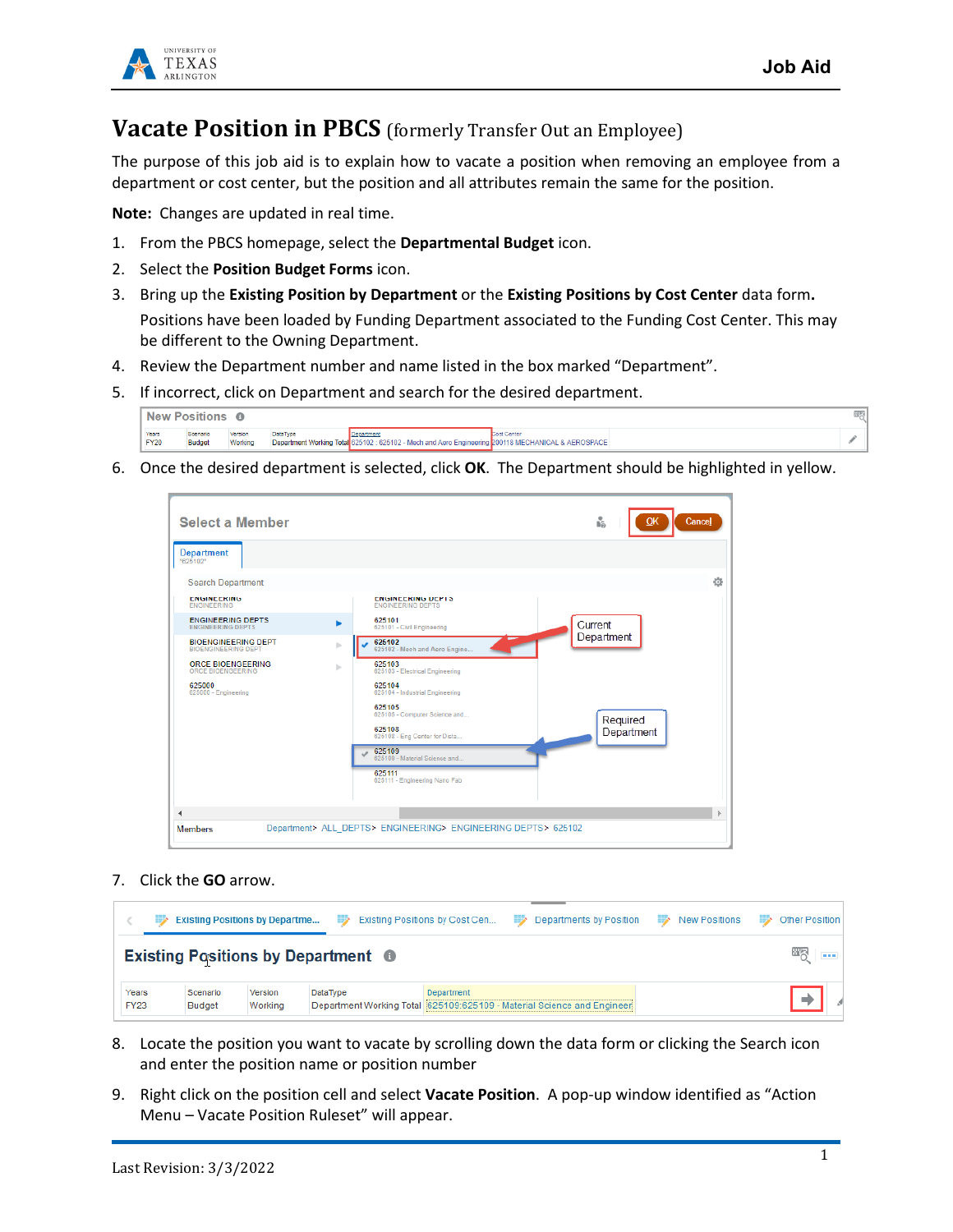# Vacate Position in PBCS (formerly Transfer Out an Employee)

The purpose of this job aid is to explain how to vacate a position when removing an employee from a department or cost center, but the position and all attributes remain the same for the position.

**Note:** Changes are updated in real time.

1. From the PBCS homepage, select the **Departmental Budget** icon.
2. Select the **Position Budget Forms** icon.
3. Bring up the **Existing Position by Department** or the **Existing Positions by Cost Center** data form.

   Positions have been loaded by Funding Department associated to the Funding Cost Center. This may be different to the Owning Department.
4. Review the Department number and name listed in the box marked "Department".
5. If incorrect, click on Department and search for the desired department.
6. Once the desired department is selected, click **OK**. The Department should be highlighted in yellow.
7. Click the **GO** arrow.
8. Locate the position you want to vacate by scrolling down the data form or clicking the Search icon and enter the position name or position number
9. Right click on the position cell and select **Vacate Position**. A pop-up window identified as "Action Menu – Vacate Position Ruleset" will appear.

Last Revision: 3/3/2022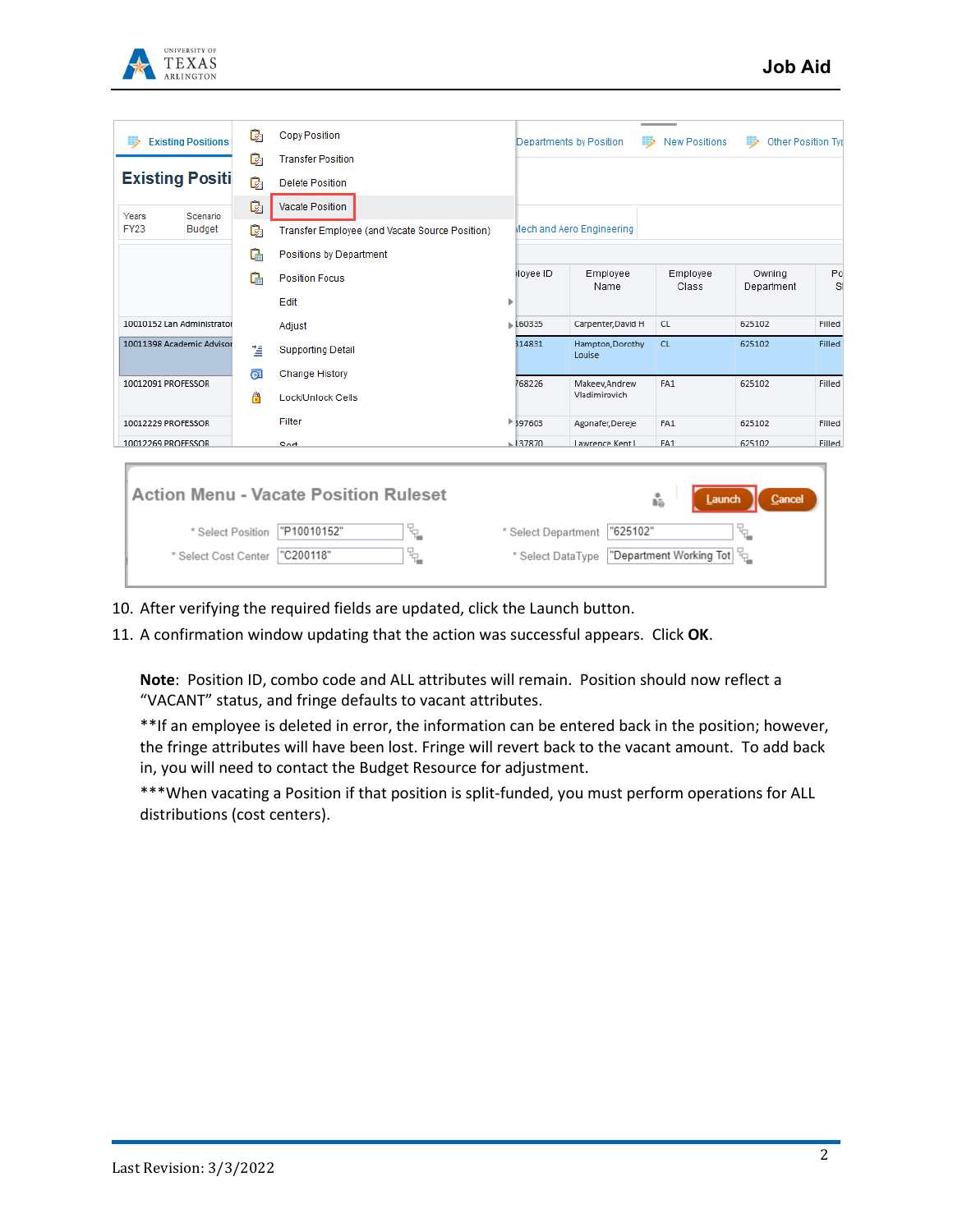10. After verifying the required fields are updated, click the Launch button.
11. A confirmation window updating that the action was successful appears. Click **OK**.

**Note**: Position ID, combo code and ALL attributes will remain. Position should now reflect a "VACANT" status, and fringe defaults to vacant attributes.

**If an employee is deleted in error, the information can be entered back in the position; however, the fringe attributes will have been lost. Fringe will revert back to the vacant amount. To add back in, you will need to contact the Budget Resource for adjustment.

***When vacating a Position if that position is split-funded, you must perform operations for ALL distributions (cost centers).